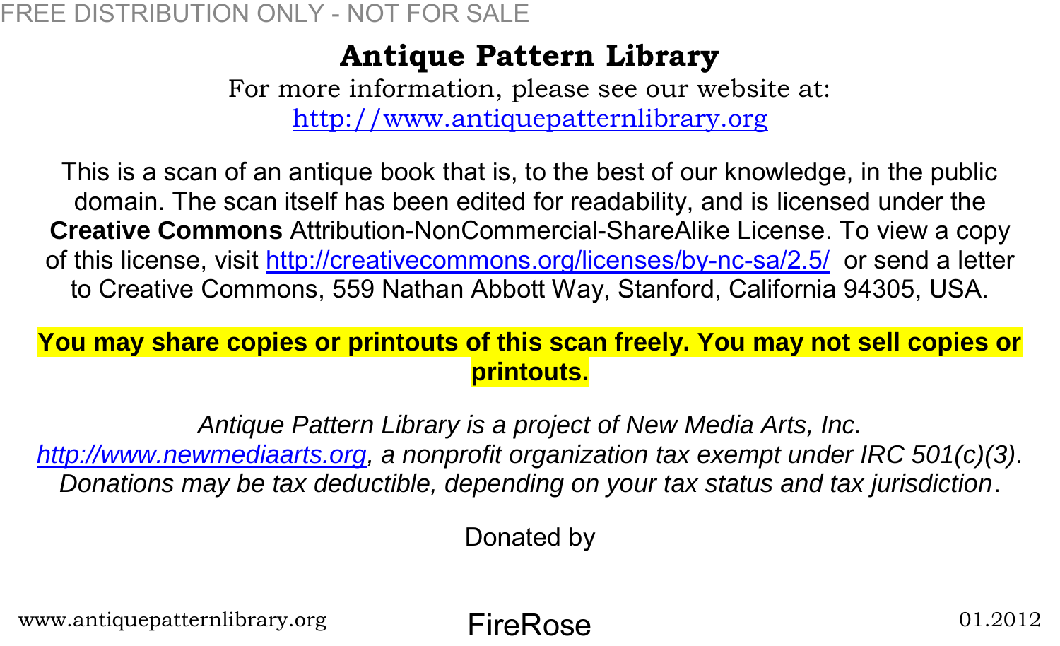FREE DISTRIBUTION ONLY - NOT FOR SALE

# Antique Pattern Library

For more information, please see our website at:
http://www.antiquepatternlibrary.org

This is a scan of an antique book that is, to the best of our knowledge, in the public domain. The scan itself has been edited for readability, and is licensed under the **Creative Commons** Attribution-NonCommercial-ShareAlike License. To view a copy of this license, visit http://creativecommons.org/licenses/by-nc-sa/2.5/ or send a letter to Creative Commons, 559 Nathan Abbott Way, Stanford, California 94305, USA.

**You may share copies or printouts of this scan freely. You may not sell copies or printouts.**

*Antique Pattern Library is a project of New Media Arts, Inc. http://www.newmediaarts.org, a nonprofit organization tax exempt under IRC 501(c)(3). Donations may be tax deductible, depending on your tax status and tax jurisdiction.*

Donated by

FireRose

www.antiquepatternlibrary.org 01.2012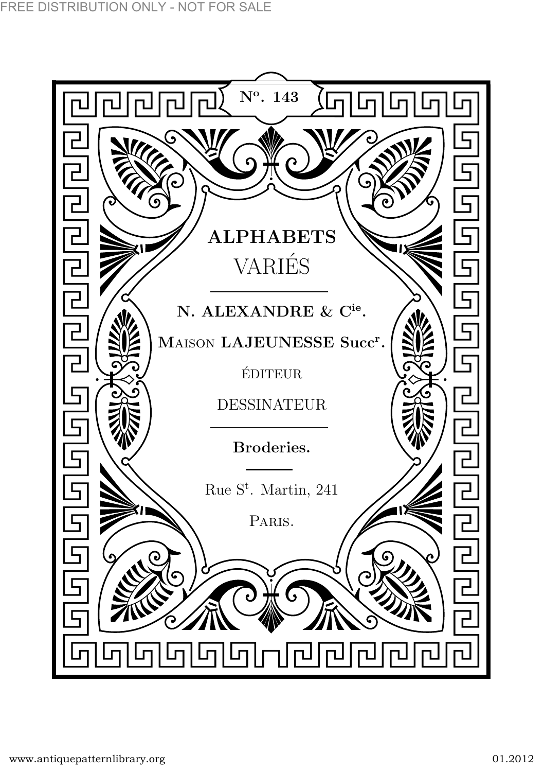N°. 143

# ALPHABETS

## VARIÉS

---

**N. ALEXANDRE & C$^{ie}$.**

MAISON **LAJEUNESSE Succ$^{r}$.**

ÉDITEUR

DESSINATEUR

---

**Broderies.**

---

Rue S$^{t}$. Martin, 241

PARIS.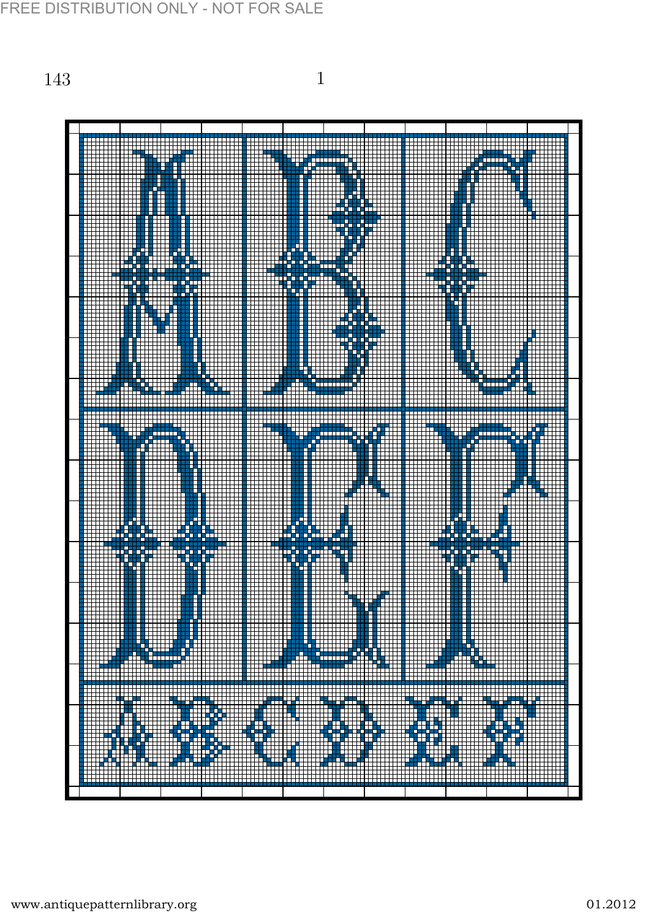143

1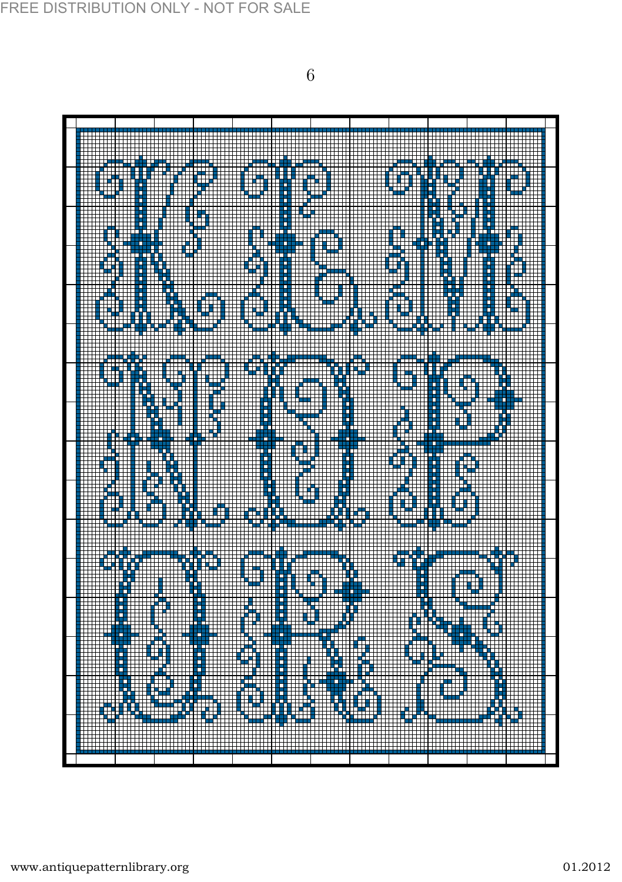FREE DISTRIBUTION ONLY - NOT FOR SALE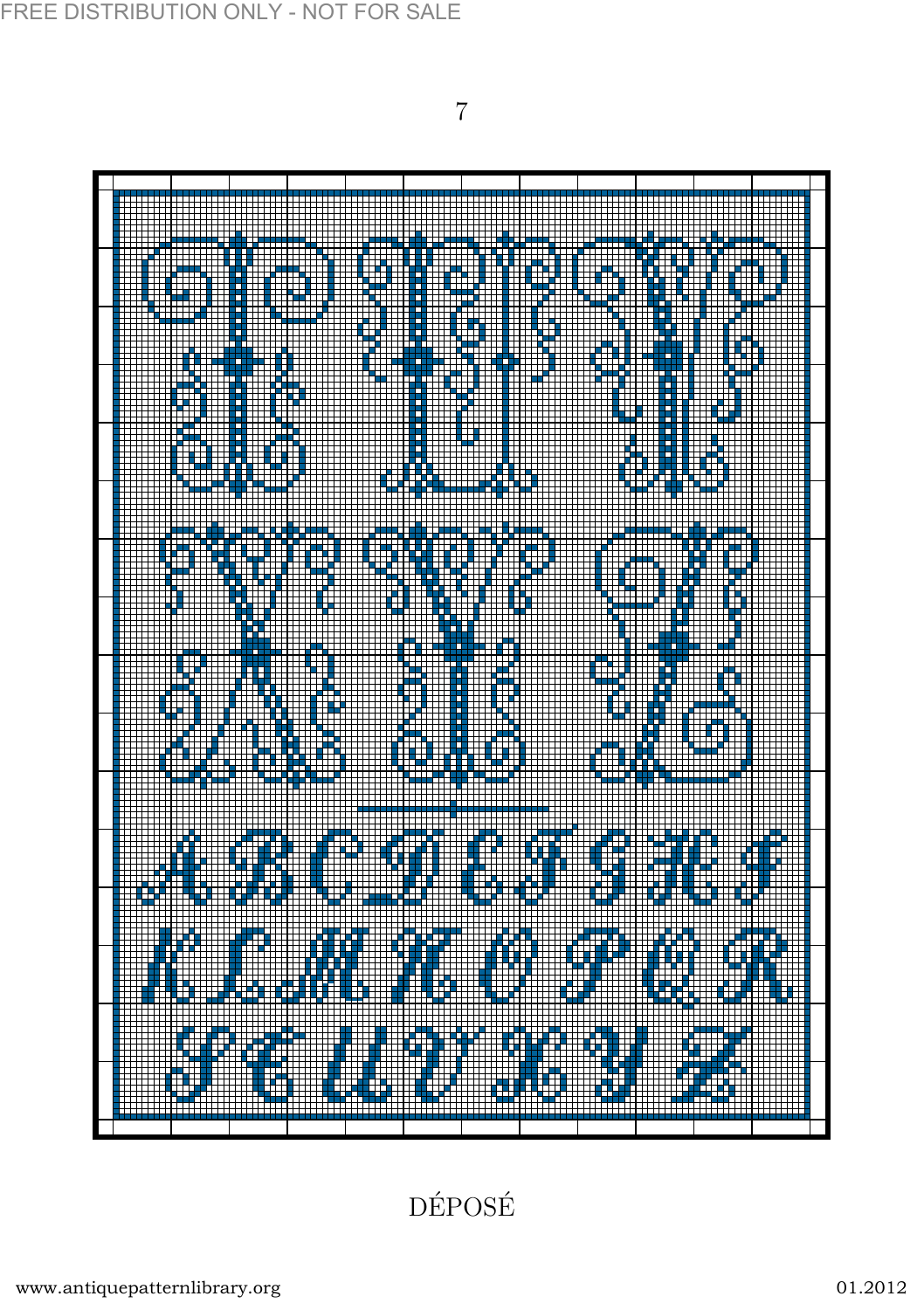DÉPOSÉ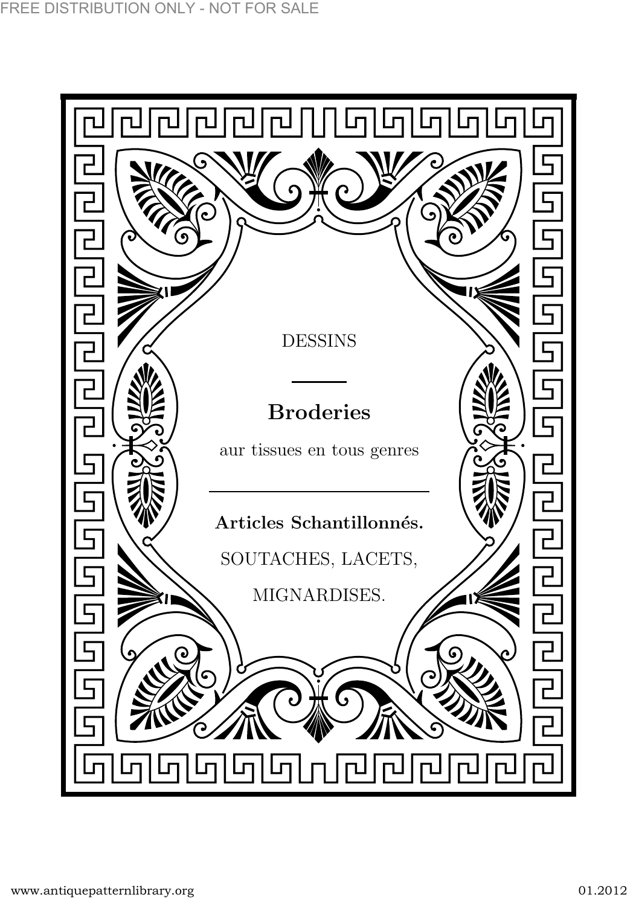DESSINS

---

**Broderies**

aur tissues en tous genres

---

**Articles Schantillonnés.**

SOUTACHES, LACETS,

MIGNARDISES.